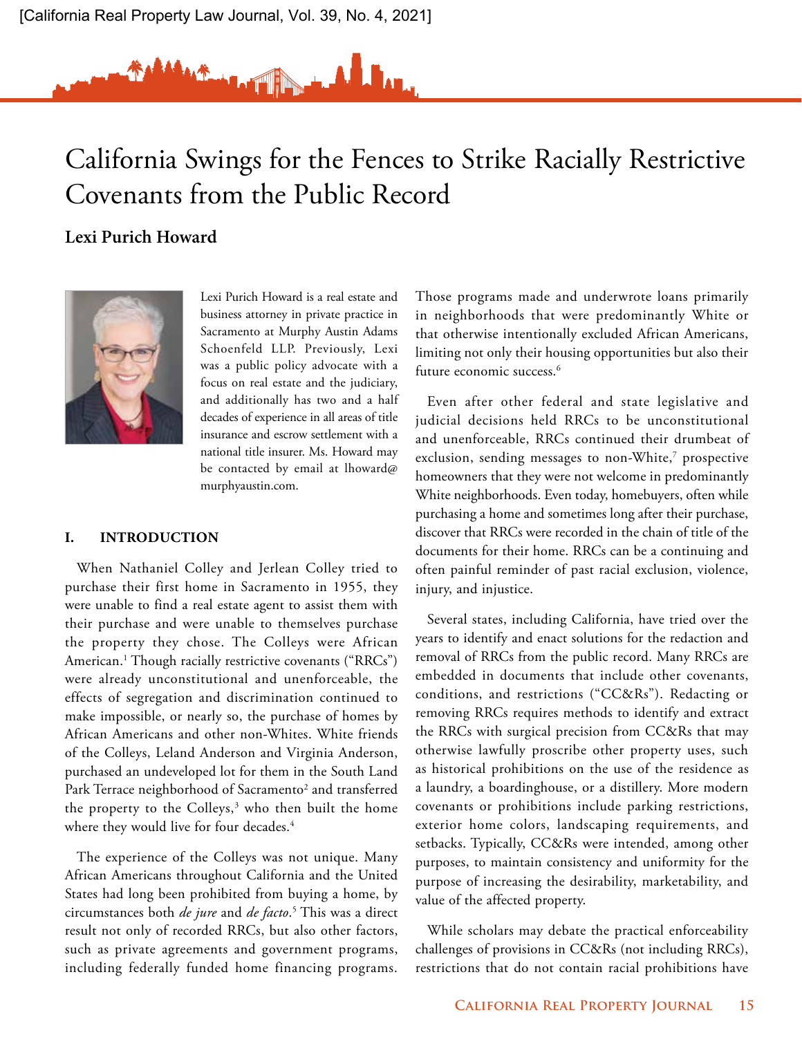# California Swings for the Fences to Strike Racially Restrictive Covenants from the Public Record

**Lexi Purich Howard**

Lexi Purich Howard is a real estate and business attorney in private practice in Sacramento at Murphy Austin Adams Schoenfeld LLP. Previously, Lexi was a public policy advocate with a focus on real estate and the judiciary, and additionally has two and a half decades of experience in all areas of title insurance and escrow settlement with a national title insurer. Ms. Howard may be contacted by email at lhoward@murphyaustin.com.

## I. INTRODUCTION

When Nathaniel Colley and Jerlean Colley tried to purchase their first home in Sacramento in 1955, they were unable to find a real estate agent to assist them with their purchase and were unable to themselves purchase the property they chose. The Colleys were African American.[1] Though racially restrictive covenants ("RRCs") were already unconstitutional and unenforceable, the effects of segregation and discrimination continued to make impossible, or nearly so, the purchase of homes by African Americans and other non-Whites. White friends of the Colleys, Leland Anderson and Virginia Anderson, purchased an undeveloped lot for them in the South Land Park Terrace neighborhood of Sacramento[2] and transferred the property to the Colleys,[3] who then built the home where they would live for four decades.[4]

The experience of the Colleys was not unique. Many African Americans throughout California and the United States had long been prohibited from buying a home, by circumstances both *de jure* and *de facto*.[5] This was a direct result not only of recorded RRCs, but also other factors, such as private agreements and government programs, including federally funded home financing programs. Those programs made and underwrote loans primarily in neighborhoods that were predominantly White or that otherwise intentionally excluded African Americans, limiting not only their housing opportunities but also their future economic success.[6]

Even after other federal and state legislative and judicial decisions held RRCs to be unconstitutional and unenforceable, RRCs continued their drumbeat of exclusion, sending messages to non-White,[7] prospective homeowners that they were not welcome in predominantly White neighborhoods. Even today, homebuyers, often while purchasing a home and sometimes long after their purchase, discover that RRCs were recorded in the chain of title of the documents for their home. RRCs can be a continuing and often painful reminder of past racial exclusion, violence, injury, and injustice.

Several states, including California, have tried over the years to identify and enact solutions for the redaction and removal of RRCs from the public record. Many RRCs are embedded in documents that include other covenants, conditions, and restrictions ("CC&Rs"). Redacting or removing RRCs requires methods to identify and extract the RRCs with surgical precision from CC&Rs that may otherwise lawfully proscribe other property uses, such as historical prohibitions on the use of the residence as a laundry, a boardinghouse, or a distillery. More modern covenants or prohibitions include parking restrictions, exterior home colors, landscaping requirements, and setbacks. Typically, CC&Rs were intended, among other purposes, to maintain consistency and uniformity for the purpose of increasing the desirability, marketability, and value of the affected property.

While scholars may debate the practical enforceability challenges of provisions in CC&Rs (not including RRCs), restrictions that do not contain racial prohibitions have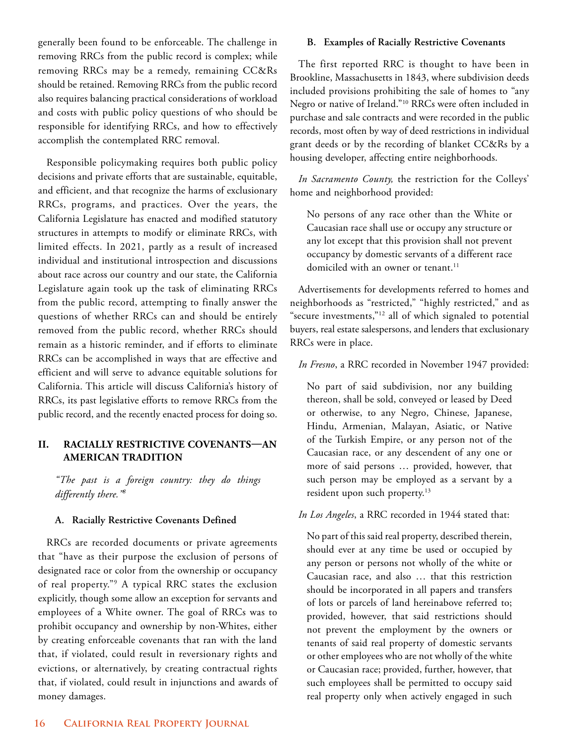generally been found to be enforceable. The challenge in removing RRCs from the public record is complex; while removing RRCs may be a remedy, remaining CC&Rs should be retained. Removing RRCs from the public record also requires balancing practical considerations of workload and costs with public policy questions of who should be responsible for identifying RRCs, and how to effectively accomplish the contemplated RRC removal.

Responsible policymaking requires both public policy decisions and private efforts that are sustainable, equitable, and efficient, and that recognize the harms of exclusionary RRCs, programs, and practices. Over the years, the California Legislature has enacted and modified statutory structures in attempts to modify or eliminate RRCs, with limited effects. In 2021, partly as a result of increased individual and institutional introspection and discussions about race across our country and our state, the California Legislature again took up the task of eliminating RRCs from the public record, attempting to finally answer the questions of whether RRCs can and should be entirely removed from the public record, whether RRCs should remain as a historic reminder, and if efforts to eliminate RRCs can be accomplished in ways that are effective and efficient and will serve to advance equitable solutions for California. This article will discuss California's history of RRCs, its past legislative efforts to remove RRCs from the public record, and the recently enacted process for doing so.

## II. RACIALLY RESTRICTIVE COVENANTS—AN AMERICAN TRADITION

*"The past is a foreign country: they do things differently there."*[8]

### A. Racially Restrictive Covenants Defined

RRCs are recorded documents or private agreements that "have as their purpose the exclusion of persons of designated race or color from the ownership or occupancy of real property."[9] A typical RRC states the exclusion explicitly, though some allow an exception for servants and employees of a White owner. The goal of RRCs was to prohibit occupancy and ownership by non-Whites, either by creating enforceable covenants that ran with the land that, if violated, could result in reversionary rights and evictions, or alternatively, by creating contractual rights that, if violated, could result in injunctions and awards of money damages.

### B. Examples of Racially Restrictive Covenants

The first reported RRC is thought to have been in Brookline, Massachusetts in 1843, where subdivision deeds included provisions prohibiting the sale of homes to "any Negro or native of Ireland."[10] RRCs were often included in purchase and sale contracts and were recorded in the public records, most often by way of deed restrictions in individual grant deeds or by the recording of blanket CC&Rs by a housing developer, affecting entire neighborhoods.

*In Sacramento County,* the restriction for the Colleys' home and neighborhood provided:

> No persons of any race other than the White or Caucasian race shall use or occupy any structure or any lot except that this provision shall not prevent occupancy by domestic servants of a different race domiciled with an owner or tenant.[11]

Advertisements for developments referred to homes and neighborhoods as "restricted," "highly restricted," and as "secure investments,"[12] all of which signaled to potential buyers, real estate salespersons, and lenders that exclusionary RRCs were in place.

*In Fresno*, a RRC recorded in November 1947 provided:

> No part of said subdivision, nor any building thereon, shall be sold, conveyed or leased by Deed or otherwise, to any Negro, Chinese, Japanese, Hindu, Armenian, Malayan, Asiatic, or Native of the Turkish Empire, or any person not of the Caucasian race, or any descendent of any one or more of said persons … provided, however, that such person may be employed as a servant by a resident upon such property.[13]

*In Los Angeles*, a RRC recorded in 1944 stated that:

> No part of this said real property, described therein, should ever at any time be used or occupied by any person or persons not wholly of the white or Caucasian race, and also … that this restriction should be incorporated in all papers and transfers of lots or parcels of land hereinabove referred to; provided, however, that said restrictions should not prevent the employment by the owners or tenants of said real property of domestic servants or other employees who are not wholly of the white or Caucasian race; provided, further, however, that such employees shall be permitted to occupy said real property only when actively engaged in such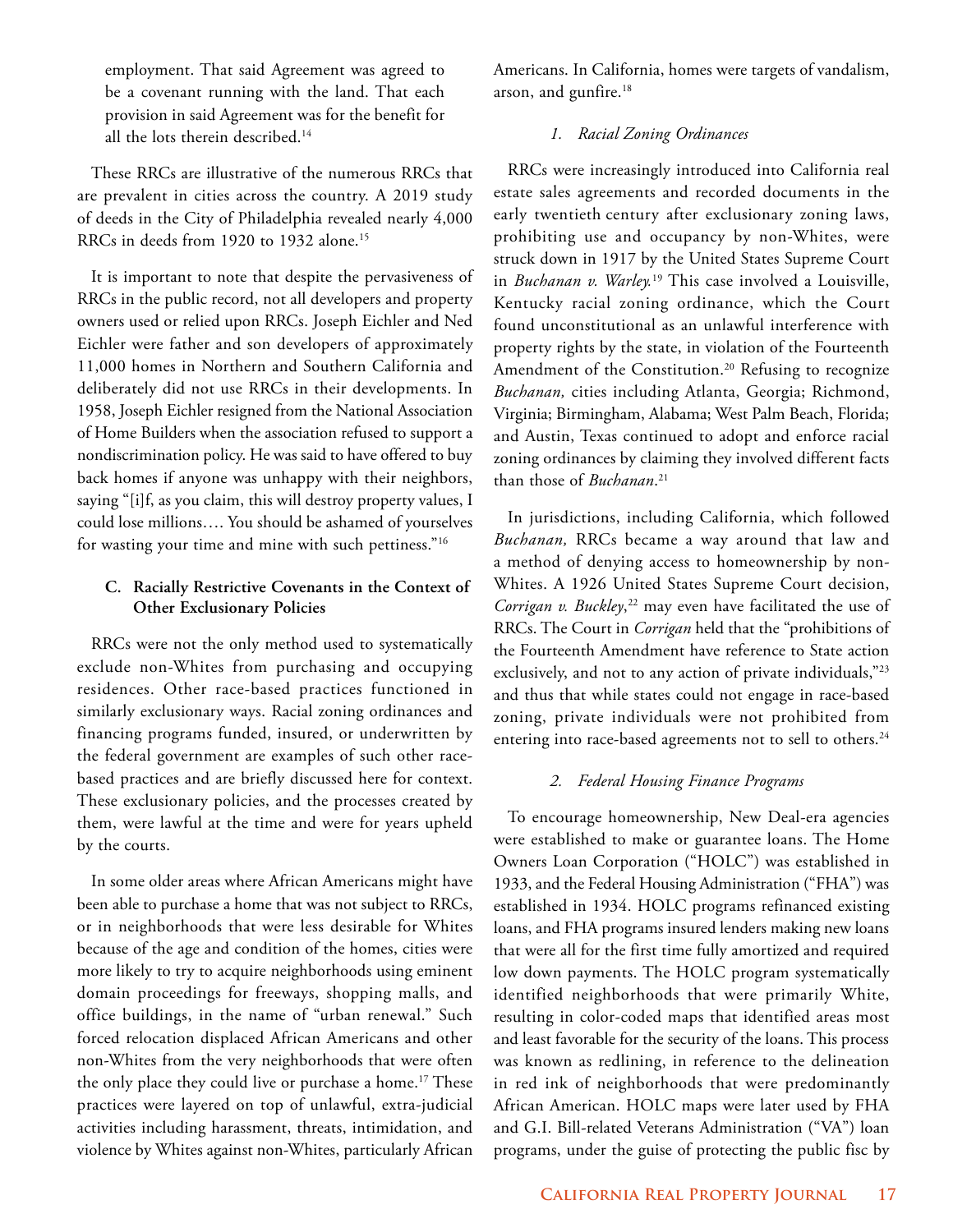employment. That said Agreement was agreed to be a covenant running with the land. That each provision in said Agreement was for the benefit for all the lots therein described.[14]

These RRCs are illustrative of the numerous RRCs that are prevalent in cities across the country. A 2019 study of deeds in the City of Philadelphia revealed nearly 4,000 RRCs in deeds from 1920 to 1932 alone.[15]

It is important to note that despite the pervasiveness of RRCs in the public record, not all developers and property owners used or relied upon RRCs. Joseph Eichler and Ned Eichler were father and son developers of approximately 11,000 homes in Northern and Southern California and deliberately did not use RRCs in their developments. In 1958, Joseph Eichler resigned from the National Association of Home Builders when the association refused to support a nondiscrimination policy. He was said to have offered to buy back homes if anyone was unhappy with their neighbors, saying "[i]f, as you claim, this will destroy property values, I could lose millions…. You should be ashamed of yourselves for wasting your time and mine with such pettiness."[16]

### C. Racially Restrictive Covenants in the Context of Other Exclusionary Policies

RRCs were not the only method used to systematically exclude non-Whites from purchasing and occupying residences. Other race-based practices functioned in similarly exclusionary ways. Racial zoning ordinances and financing programs funded, insured, or underwritten by the federal government are examples of such other race-based practices and are briefly discussed here for context. These exclusionary policies, and the processes created by them, were lawful at the time and were for years upheld by the courts.

In some older areas where African Americans might have been able to purchase a home that was not subject to RRCs, or in neighborhoods that were less desirable for Whites because of the age and condition of the homes, cities were more likely to try to acquire neighborhoods using eminent domain proceedings for freeways, shopping malls, and office buildings, in the name of "urban renewal." Such forced relocation displaced African Americans and other non-Whites from the very neighborhoods that were often the only place they could live or purchase a home.[17] These practices were layered on top of unlawful, extra-judicial activities including harassment, threats, intimidation, and violence by Whites against non-Whites, particularly African Americans. In California, homes were targets of vandalism, arson, and gunfire.[18]

#### *1. Racial Zoning Ordinances*

RRCs were increasingly introduced into California real estate sales agreements and recorded documents in the early twentieth century after exclusionary zoning laws, prohibiting use and occupancy by non-Whites, were struck down in 1917 by the United States Supreme Court in *Buchanan v. Warley.*[19] This case involved a Louisville, Kentucky racial zoning ordinance, which the Court found unconstitutional as an unlawful interference with property rights by the state, in violation of the Fourteenth Amendment of the Constitution.[20] Refusing to recognize *Buchanan,* cities including Atlanta, Georgia; Richmond, Virginia; Birmingham, Alabama; West Palm Beach, Florida; and Austin, Texas continued to adopt and enforce racial zoning ordinances by claiming they involved different facts than those of *Buchanan*.[21]

In jurisdictions, including California, which followed *Buchanan,* RRCs became a way around that law and a method of denying access to homeownership by non-Whites. A 1926 United States Supreme Court decision, *Corrigan v. Buckley*,[22] may even have facilitated the use of RRCs. The Court in *Corrigan* held that the "prohibitions of the Fourteenth Amendment have reference to State action exclusively, and not to any action of private individuals,"[23] and thus that while states could not engage in race-based zoning, private individuals were not prohibited from entering into race-based agreements not to sell to others.[24]

#### *2. Federal Housing Finance Programs*

To encourage homeownership, New Deal-era agencies were established to make or guarantee loans. The Home Owners Loan Corporation ("HOLC") was established in 1933, and the Federal Housing Administration ("FHA") was established in 1934. HOLC programs refinanced existing loans, and FHA programs insured lenders making new loans that were all for the first time fully amortized and required low down payments. The HOLC program systematically identified neighborhoods that were primarily White, resulting in color-coded maps that identified areas most and least favorable for the security of the loans. This process was known as redlining, in reference to the delineation in red ink of neighborhoods that were predominantly African American. HOLC maps were later used by FHA and G.I. Bill-related Veterans Administration ("VA") loan programs, under the guise of protecting the public fisc by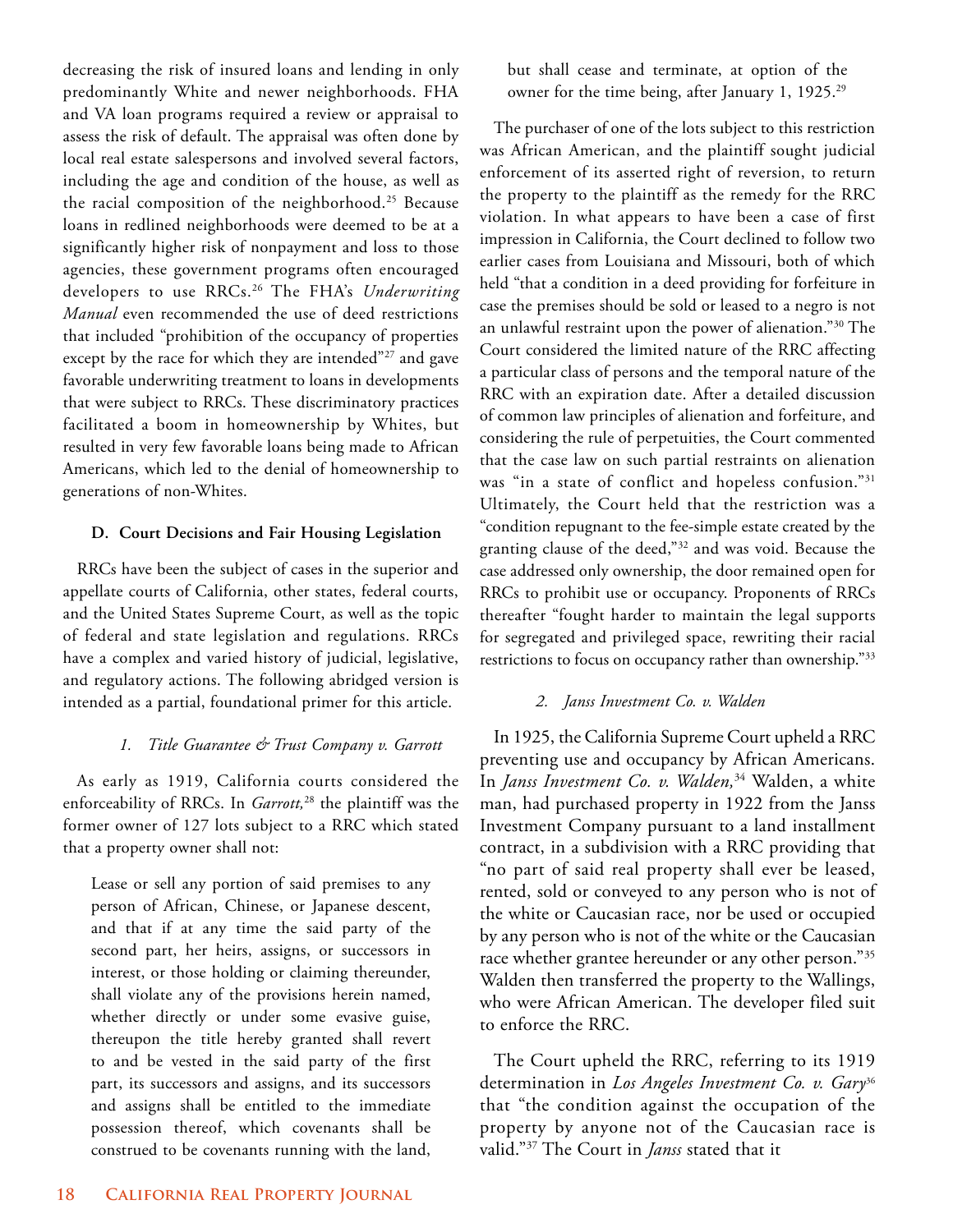decreasing the risk of insured loans and lending in only predominantly White and newer neighborhoods. FHA and VA loan programs required a review or appraisal to assess the risk of default. The appraisal was often done by local real estate salespersons and involved several factors, including the age and condition of the house, as well as the racial composition of the neighborhood.[25] Because loans in redlined neighborhoods were deemed to be at a significantly higher risk of nonpayment and loss to those agencies, these government programs often encouraged developers to use RRCs.[26] The FHA's *Underwriting Manual* even recommended the use of deed restrictions that included "prohibition of the occupancy of properties except by the race for which they are intended"[27] and gave favorable underwriting treatment to loans in developments that were subject to RRCs. These discriminatory practices facilitated a boom in homeownership by Whites, but resulted in very few favorable loans being made to African Americans, which led to the denial of homeownership to generations of non-Whites.

### D. Court Decisions and Fair Housing Legislation

RRCs have been the subject of cases in the superior and appellate courts of California, other states, federal courts, and the United States Supreme Court, as well as the topic of federal and state legislation and regulations. RRCs have a complex and varied history of judicial, legislative, and regulatory actions. The following abridged version is intended as a partial, foundational primer for this article.

#### 1. *Title Guarantee & Trust Company v. Garrott*

As early as 1919, California courts considered the enforceability of RRCs. In *Garrott,*[28] the plaintiff was the former owner of 127 lots subject to a RRC which stated that a property owner shall not:

> Lease or sell any portion of said premises to any person of African, Chinese, or Japanese descent, and that if at any time the said party of the second part, her heirs, assigns, or successors in interest, or those holding or claiming thereunder, shall violate any of the provisions herein named, whether directly or under some evasive guise, thereupon the title hereby granted shall revert to and be vested in the said party of the first part, its successors and assigns, and its successors and assigns shall be entitled to the immediate possession thereof, which covenants shall be construed to be covenants running with the land, but shall cease and terminate, at option of the owner for the time being, after January 1, 1925.[29]

The purchaser of one of the lots subject to this restriction was African American, and the plaintiff sought judicial enforcement of its asserted right of reversion, to return the property to the plaintiff as the remedy for the RRC violation. In what appears to have been a case of first impression in California, the Court declined to follow two earlier cases from Louisiana and Missouri, both of which held "that a condition in a deed providing for forfeiture in case the premises should be sold or leased to a negro is not an unlawful restraint upon the power of alienation."[30] The Court considered the limited nature of the RRC affecting a particular class of persons and the temporal nature of the RRC with an expiration date. After a detailed discussion of common law principles of alienation and forfeiture, and considering the rule of perpetuities, the Court commented that the case law on such partial restraints on alienation was "in a state of conflict and hopeless confusion."[31] Ultimately, the Court held that the restriction was a "condition repugnant to the fee-simple estate created by the granting clause of the deed,"[32] and was void. Because the case addressed only ownership, the door remained open for RRCs to prohibit use or occupancy. Proponents of RRCs thereafter "fought harder to maintain the legal supports for segregated and privileged space, rewriting their racial restrictions to focus on occupancy rather than ownership."[33]

#### 2. *Janss Investment Co. v. Walden*

In 1925, the California Supreme Court upheld a RRC preventing use and occupancy by African Americans. In *Janss Investment Co. v. Walden,*[34] Walden, a white man, had purchased property in 1922 from the Janss Investment Company pursuant to a land installment contract, in a subdivision with a RRC providing that "no part of said real property shall ever be leased, rented, sold or conveyed to any person who is not of the white or Caucasian race, nor be used or occupied by any person who is not of the white or the Caucasian race whether grantee hereunder or any other person."[35] Walden then transferred the property to the Wallings, who were African American. The developer filed suit to enforce the RRC.

The Court upheld the RRC, referring to its 1919 determination in *Los Angeles Investment Co. v. Gary*[36] that "the condition against the occupation of the property by anyone not of the Caucasian race is valid."[37] The Court in *Janss* stated that it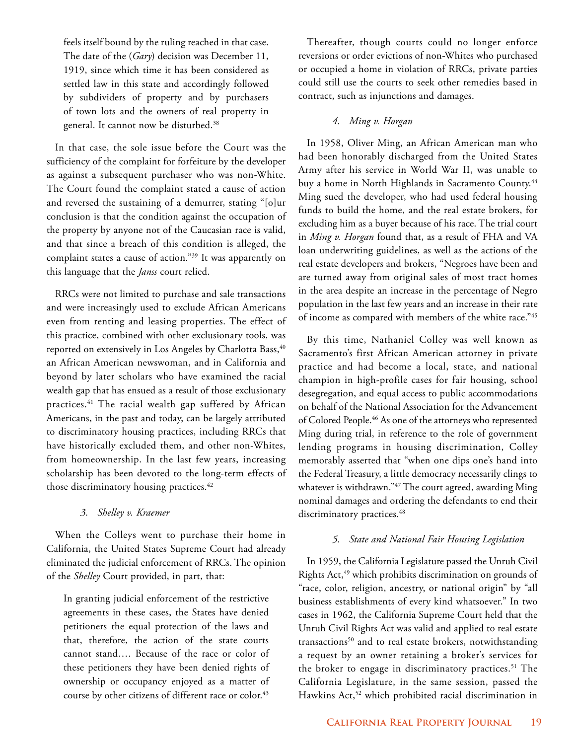> feels itself bound by the ruling reached in that case. The date of the (*Gary*) decision was December 11, 1919, since which time it has been considered as settled law in this state and accordingly followed by subdividers of property and by purchasers of town lots and the owners of real property in general. It cannot now be disturbed.[38]

In that case, the sole issue before the Court was the sufficiency of the complaint for forfeiture by the developer as against a subsequent purchaser who was non-White. The Court found the complaint stated a cause of action and reversed the sustaining of a demurrer, stating "[o]ur conclusion is that the condition against the occupation of the property by anyone not of the Caucasian race is valid, and that since a breach of this condition is alleged, the complaint states a cause of action."[39] It was apparently on this language that the *Janss* court relied.

RRCs were not limited to purchase and sale transactions and were increasingly used to exclude African Americans even from renting and leasing properties. The effect of this practice, combined with other exclusionary tools, was reported on extensively in Los Angeles by Charlotta Bass,[40] an African American newswoman, and in California and beyond by later scholars who have examined the racial wealth gap that has ensued as a result of those exclusionary practices.[41] The racial wealth gap suffered by African Americans, in the past and today, can be largely attributed to discriminatory housing practices, including RRCs that have historically excluded them, and other non-Whites, from homeownership. In the last few years, increasing scholarship has been devoted to the long-term effects of those discriminatory housing practices.[42]

### 3. *Shelley v. Kraemer*

When the Colleys went to purchase their home in California, the United States Supreme Court had already eliminated the judicial enforcement of RRCs. The opinion of the *Shelley* Court provided, in part, that:

> In granting judicial enforcement of the restrictive agreements in these cases, the States have denied petitioners the equal protection of the laws and that, therefore, the action of the state courts cannot stand…. Because of the race or color of these petitioners they have been denied rights of ownership or occupancy enjoyed as a matter of course by other citizens of different race or color.[43]

Thereafter, though courts could no longer enforce reversions or order evictions of non-Whites who purchased or occupied a home in violation of RRCs, private parties could still use the courts to seek other remedies based in contract, such as injunctions and damages.

### 4. *Ming v. Horgan*

In 1958, Oliver Ming, an African American man who had been honorably discharged from the United States Army after his service in World War II, was unable to buy a home in North Highlands in Sacramento County.[44] Ming sued the developer, who had used federal housing funds to build the home, and the real estate brokers, for excluding him as a buyer because of his race. The trial court in *Ming v. Horgan* found that, as a result of FHA and VA loan underwriting guidelines, as well as the actions of the real estate developers and brokers, "Negroes have been and are turned away from original sales of most tract homes in the area despite an increase in the percentage of Negro population in the last few years and an increase in their rate of income as compared with members of the white race."[45]

By this time, Nathaniel Colley was well known as Sacramento's first African American attorney in private practice and had become a local, state, and national champion in high-profile cases for fair housing, school desegregation, and equal access to public accommodations on behalf of the National Association for the Advancement of Colored People.[46] As one of the attorneys who represented Ming during trial, in reference to the role of government lending programs in housing discrimination, Colley memorably asserted that "when one dips one's hand into the Federal Treasury, a little democracy necessarily clings to whatever is withdrawn."[47] The court agreed, awarding Ming nominal damages and ordering the defendants to end their discriminatory practices.[48]

### 5. State and National Fair Housing Legislation

In 1959, the California Legislature passed the Unruh Civil Rights Act,[49] which prohibits discrimination on grounds of "race, color, religion, ancestry, or national origin" by "all business establishments of every kind whatsoever." In two cases in 1962, the California Supreme Court held that the Unruh Civil Rights Act was valid and applied to real estate transactions[50] and to real estate brokers, notwithstanding a request by an owner retaining a broker's services for the broker to engage in discriminatory practices.[51] The California Legislature, in the same session, passed the Hawkins Act,[52] which prohibited racial discrimination in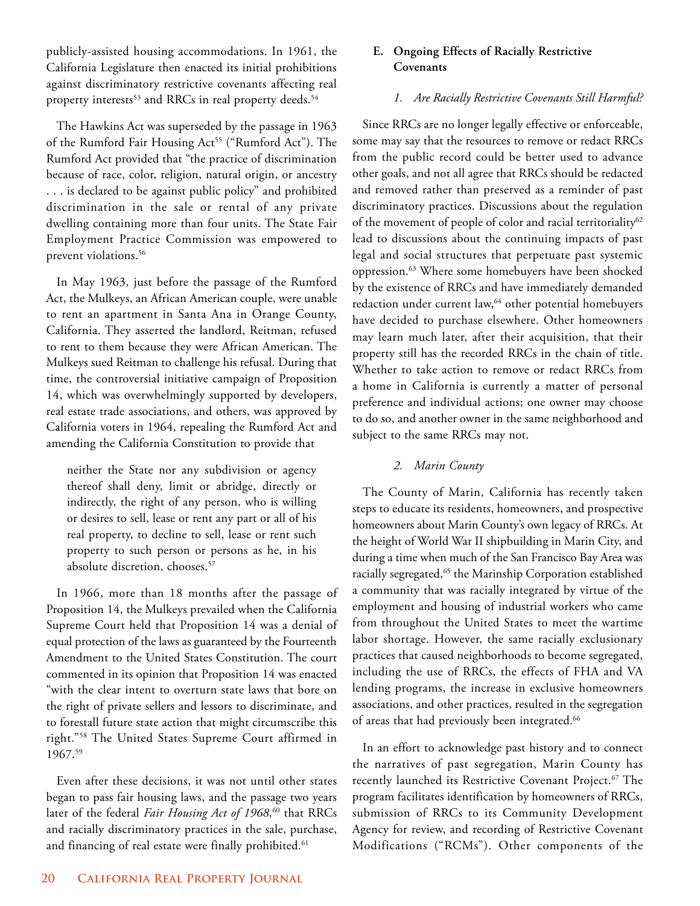publicly-assisted housing accommodations. In 1961, the California Legislature then enacted its initial prohibitions against discriminatory restrictive covenants affecting real property interests[53] and RRCs in real property deeds.[54]

The Hawkins Act was superseded by the passage in 1963 of the Rumford Fair Housing Act[55] ("Rumford Act"). The Rumford Act provided that "the practice of discrimination because of race, color, religion, natural origin, or ancestry . . . is declared to be against public policy" and prohibited discrimination in the sale or rental of any private dwelling containing more than four units. The State Fair Employment Practice Commission was empowered to prevent violations.[56]

In May 1963, just before the passage of the Rumford Act, the Mulkeys, an African American couple, were unable to rent an apartment in Santa Ana in Orange County, California. They asserted the landlord, Reitman, refused to rent to them because they were African American. The Mulkeys sued Reitman to challenge his refusal. During that time, the controversial initiative campaign of Proposition 14, which was overwhelmingly supported by developers, real estate trade associations, and others, was approved by California voters in 1964, repealing the Rumford Act and amending the California Constitution to provide that

> neither the State nor any subdivision or agency thereof shall deny, limit or abridge, directly or indirectly, the right of any person, who is willing or desires to sell, lease or rent any part or all of his real property, to decline to sell, lease or rent such property to such person or persons as he, in his absolute discretion, chooses.[57]

In 1966, more than 18 months after the passage of Proposition 14, the Mulkeys prevailed when the California Supreme Court held that Proposition 14 was a denial of equal protection of the laws as guaranteed by the Fourteenth Amendment to the United States Constitution. The court commented in its opinion that Proposition 14 was enacted "with the clear intent to overturn state laws that bore on the right of private sellers and lessors to discriminate, and to forestall future state action that might circumscribe this right."[58] The United States Supreme Court affirmed in 1967.[59]

Even after these decisions, it was not until other states began to pass fair housing laws, and the passage two years later of the federal *Fair Housing Act of 1968,*[60] that RRCs and racially discriminatory practices in the sale, purchase, and financing of real estate were finally prohibited.[61]

### E. Ongoing Effects of Racially Restrictive Covenants

#### *1. Are Racially Restrictive Covenants Still Harmful?*

Since RRCs are no longer legally effective or enforceable, some may say that the resources to remove or redact RRCs from the public record could be better used to advance other goals, and not all agree that RRCs should be redacted and removed rather than preserved as a reminder of past discriminatory practices. Discussions about the regulation of the movement of people of color and racial territoriality[62] lead to discussions about the continuing impacts of past legal and social structures that perpetuate past systemic oppression.[63] Where some homebuyers have been shocked by the existence of RRCs and have immediately demanded redaction under current law,[64] other potential homebuyers have decided to purchase elsewhere. Other homeowners may learn much later, after their acquisition, that their property still has the recorded RRCs in the chain of title. Whether to take action to remove or redact RRCs from a home in California is currently a matter of personal preference and individual actions; one owner may choose to do so, and another owner in the same neighborhood and subject to the same RRCs may not.

#### *2. Marin County*

The County of Marin, California has recently taken steps to educate its residents, homeowners, and prospective homeowners about Marin County's own legacy of RRCs. At the height of World War II shipbuilding in Marin City, and during a time when much of the San Francisco Bay Area was racially segregated,[65] the Marinship Corporation established a community that was racially integrated by virtue of the employment and housing of industrial workers who came from throughout the United States to meet the wartime labor shortage. However, the same racially exclusionary practices that caused neighborhoods to become segregated, including the use of RRCs, the effects of FHA and VA lending programs, the increase in exclusive homeowners associations, and other practices, resulted in the segregation of areas that had previously been integrated.[66]

In an effort to acknowledge past history and to connect the narratives of past segregation, Marin County has recently launched its Restrictive Covenant Project.[67] The program facilitates identification by homeowners of RRCs, submission of RRCs to its Community Development Agency for review, and recording of Restrictive Covenant Modifications ("RCMs"). Other components of the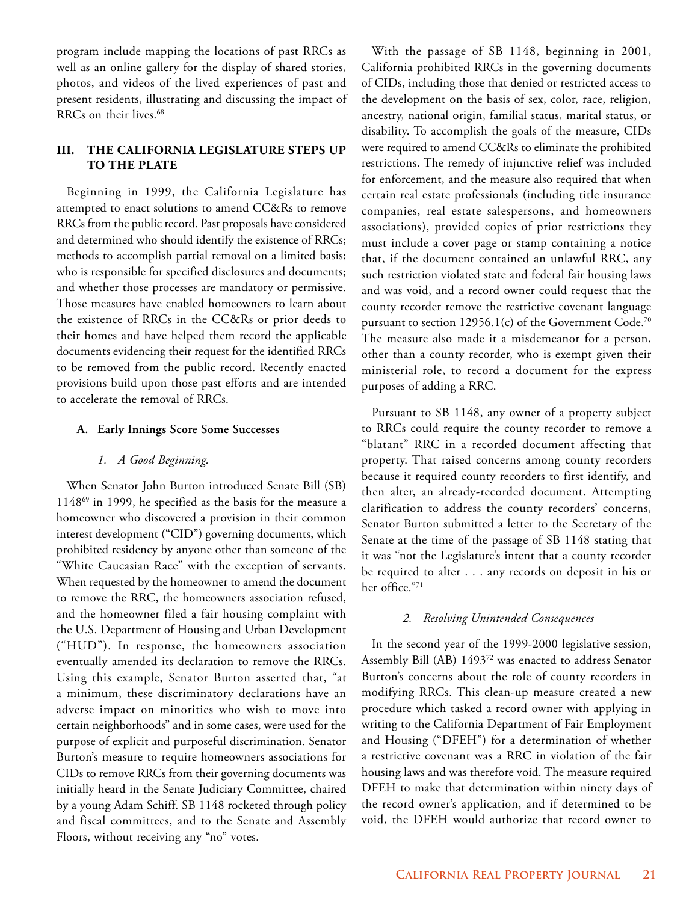program include mapping the locations of past RRCs as well as an online gallery for the display of shared stories, photos, and videos of the lived experiences of past and present residents, illustrating and discussing the impact of RRCs on their lives.[68]

## III. THE CALIFORNIA LEGISLATURE STEPS UP TO THE PLATE

Beginning in 1999, the California Legislature has attempted to enact solutions to amend CC&Rs to remove RRCs from the public record. Past proposals have considered and determined who should identify the existence of RRCs; methods to accomplish partial removal on a limited basis; who is responsible for specified disclosures and documents; and whether those processes are mandatory or permissive. Those measures have enabled homeowners to learn about the existence of RRCs in the CC&Rs or prior deeds to their homes and have helped them record the applicable documents evidencing their request for the identified RRCs to be removed from the public record. Recently enacted provisions build upon those past efforts and are intended to accelerate the removal of RRCs.

### A. Early Innings Score Some Successes

#### *1. A Good Beginning.*

When Senator John Burton introduced Senate Bill (SB) 1148[69] in 1999, he specified as the basis for the measure a homeowner who discovered a provision in their common interest development ("CID") governing documents, which prohibited residency by anyone other than someone of the "White Caucasian Race" with the exception of servants. When requested by the homeowner to amend the document to remove the RRC, the homeowners association refused, and the homeowner filed a fair housing complaint with the U.S. Department of Housing and Urban Development ("HUD"). In response, the homeowners association eventually amended its declaration to remove the RRCs. Using this example, Senator Burton asserted that, "at a minimum, these discriminatory declarations have an adverse impact on minorities who wish to move into certain neighborhoods" and in some cases, were used for the purpose of explicit and purposeful discrimination. Senator Burton's measure to require homeowners associations for CIDs to remove RRCs from their governing documents was initially heard in the Senate Judiciary Committee, chaired by a young Adam Schiff. SB 1148 rocketed through policy and fiscal committees, and to the Senate and Assembly Floors, without receiving any "no" votes.

With the passage of SB 1148, beginning in 2001, California prohibited RRCs in the governing documents of CIDs, including those that denied or restricted access to the development on the basis of sex, color, race, religion, ancestry, national origin, familial status, marital status, or disability. To accomplish the goals of the measure, CIDs were required to amend CC&Rs to eliminate the prohibited restrictions. The remedy of injunctive relief was included for enforcement, and the measure also required that when certain real estate professionals (including title insurance companies, real estate salespersons, and homeowners associations), provided copies of prior restrictions they must include a cover page or stamp containing a notice that, if the document contained an unlawful RRC, any such restriction violated state and federal fair housing laws and was void, and a record owner could request that the county recorder remove the restrictive covenant language pursuant to section 12956.1(c) of the Government Code.[70] The measure also made it a misdemeanor for a person, other than a county recorder, who is exempt given their ministerial role, to record a document for the express purposes of adding a RRC.

Pursuant to SB 1148, any owner of a property subject to RRCs could require the county recorder to remove a "blatant" RRC in a recorded document affecting that property. That raised concerns among county recorders because it required county recorders to first identify, and then alter, an already-recorded document. Attempting clarification to address the county recorders' concerns, Senator Burton submitted a letter to the Secretary of the Senate at the time of the passage of SB 1148 stating that it was "not the Legislature's intent that a county recorder be required to alter . . . any records on deposit in his or her office."[71]

#### *2. Resolving Unintended Consequences*

In the second year of the 1999-2000 legislative session, Assembly Bill (AB) 1493[72] was enacted to address Senator Burton's concerns about the role of county recorders in modifying RRCs. This clean-up measure created a new procedure which tasked a record owner with applying in writing to the California Department of Fair Employment and Housing ("DFEH") for a determination of whether a restrictive covenant was a RRC in violation of the fair housing laws and was therefore void. The measure required DFEH to make that determination within ninety days of the record owner's application, and if determined to be void, the DFEH would authorize that record owner to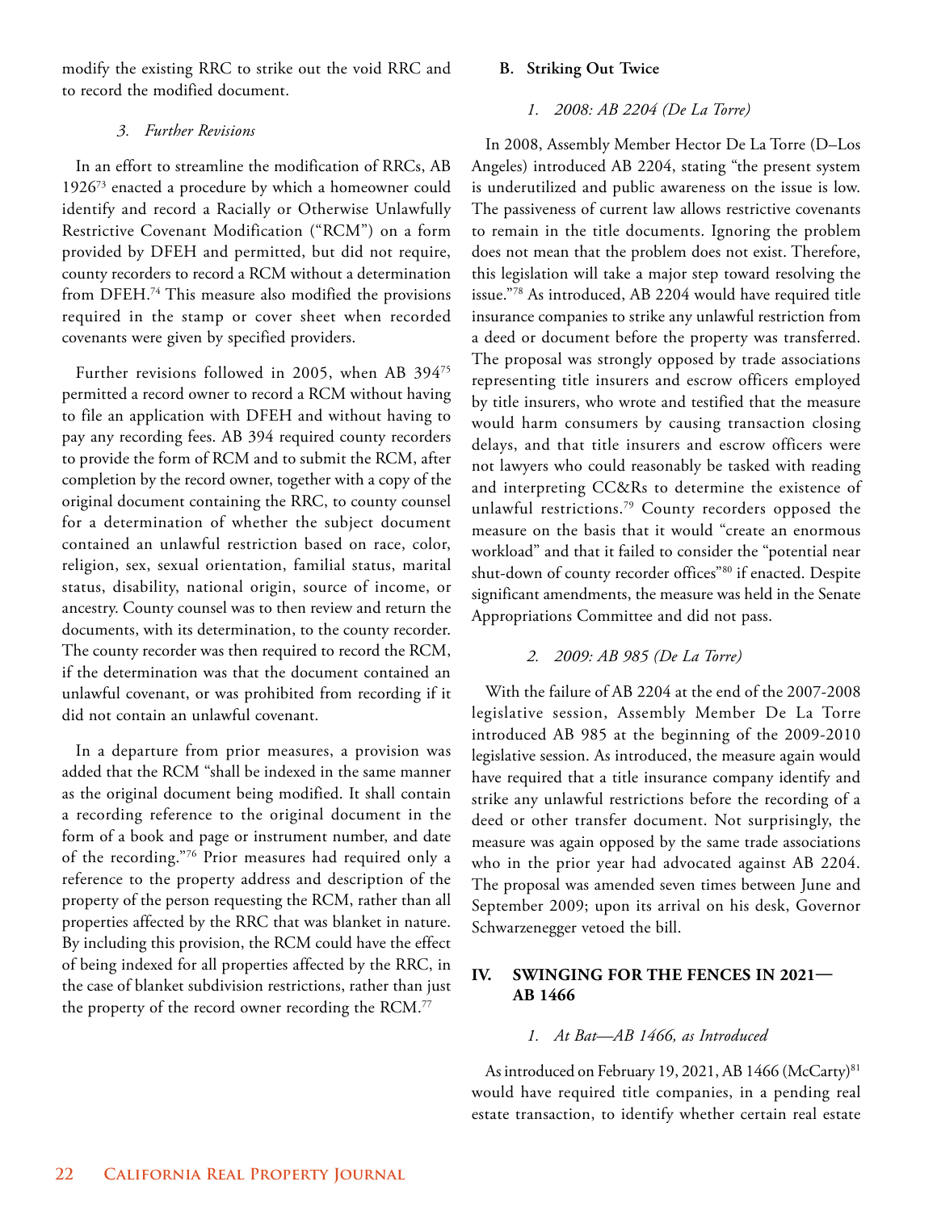modify the existing RRC to strike out the void RRC and to record the modified document.

#### *3. Further Revisions*

In an effort to streamline the modification of RRCs, AB 1926[73] enacted a procedure by which a homeowner could identify and record a Racially or Otherwise Unlawfully Restrictive Covenant Modification ("RCM") on a form provided by DFEH and permitted, but did not require, county recorders to record a RCM without a determination from DFEH.[74] This measure also modified the provisions required in the stamp or cover sheet when recorded covenants were given by specified providers.

Further revisions followed in 2005, when AB 394[75] permitted a record owner to record a RCM without having to file an application with DFEH and without having to pay any recording fees. AB 394 required county recorders to provide the form of RCM and to submit the RCM, after completion by the record owner, together with a copy of the original document containing the RRC, to county counsel for a determination of whether the subject document contained an unlawful restriction based on race, color, religion, sex, sexual orientation, familial status, marital status, disability, national origin, source of income, or ancestry. County counsel was to then review and return the documents, with its determination, to the county recorder. The county recorder was then required to record the RCM, if the determination was that the document contained an unlawful covenant, or was prohibited from recording if it did not contain an unlawful covenant.

In a departure from prior measures, a provision was added that the RCM "shall be indexed in the same manner as the original document being modified. It shall contain a recording reference to the original document in the form of a book and page or instrument number, and date of the recording."[76] Prior measures had required only a reference to the property address and description of the property of the person requesting the RCM, rather than all properties affected by the RRC that was blanket in nature. By including this provision, the RCM could have the effect of being indexed for all properties affected by the RRC, in the case of blanket subdivision restrictions, rather than just the property of the record owner recording the RCM.[77]

### B. Striking Out Twice

#### *1. 2008: AB 2204 (De La Torre)*

In 2008, Assembly Member Hector De La Torre (D–Los Angeles) introduced AB 2204, stating "the present system is underutilized and public awareness on the issue is low. The passiveness of current law allows restrictive covenants to remain in the title documents. Ignoring the problem does not mean that the problem does not exist. Therefore, this legislation will take a major step toward resolving the issue."[78] As introduced, AB 2204 would have required title insurance companies to strike any unlawful restriction from a deed or document before the property was transferred. The proposal was strongly opposed by trade associations representing title insurers and escrow officers employed by title insurers, who wrote and testified that the measure would harm consumers by causing transaction closing delays, and that title insurers and escrow officers were not lawyers who could reasonably be tasked with reading and interpreting CC&Rs to determine the existence of unlawful restrictions.[79] County recorders opposed the measure on the basis that it would "create an enormous workload" and that it failed to consider the "potential near shut-down of county recorder offices"[80] if enacted. Despite significant amendments, the measure was held in the Senate Appropriations Committee and did not pass.

#### *2. 2009: AB 985 (De La Torre)*

With the failure of AB 2204 at the end of the 2007-2008 legislative session, Assembly Member De La Torre introduced AB 985 at the beginning of the 2009-2010 legislative session. As introduced, the measure again would have required that a title insurance company identify and strike any unlawful restrictions before the recording of a deed or other transfer document. Not surprisingly, the measure was again opposed by the same trade associations who in the prior year had advocated against AB 2204. The proposal was amended seven times between June and September 2009; upon its arrival on his desk, Governor Schwarzenegger vetoed the bill.

## IV. SWINGING FOR THE FENCES IN 2021—AB 1466

#### *1. At Bat—AB 1466, as Introduced*

As introduced on February 19, 2021, AB 1466 (McCarty)[81] would have required title companies, in a pending real estate transaction, to identify whether certain real estate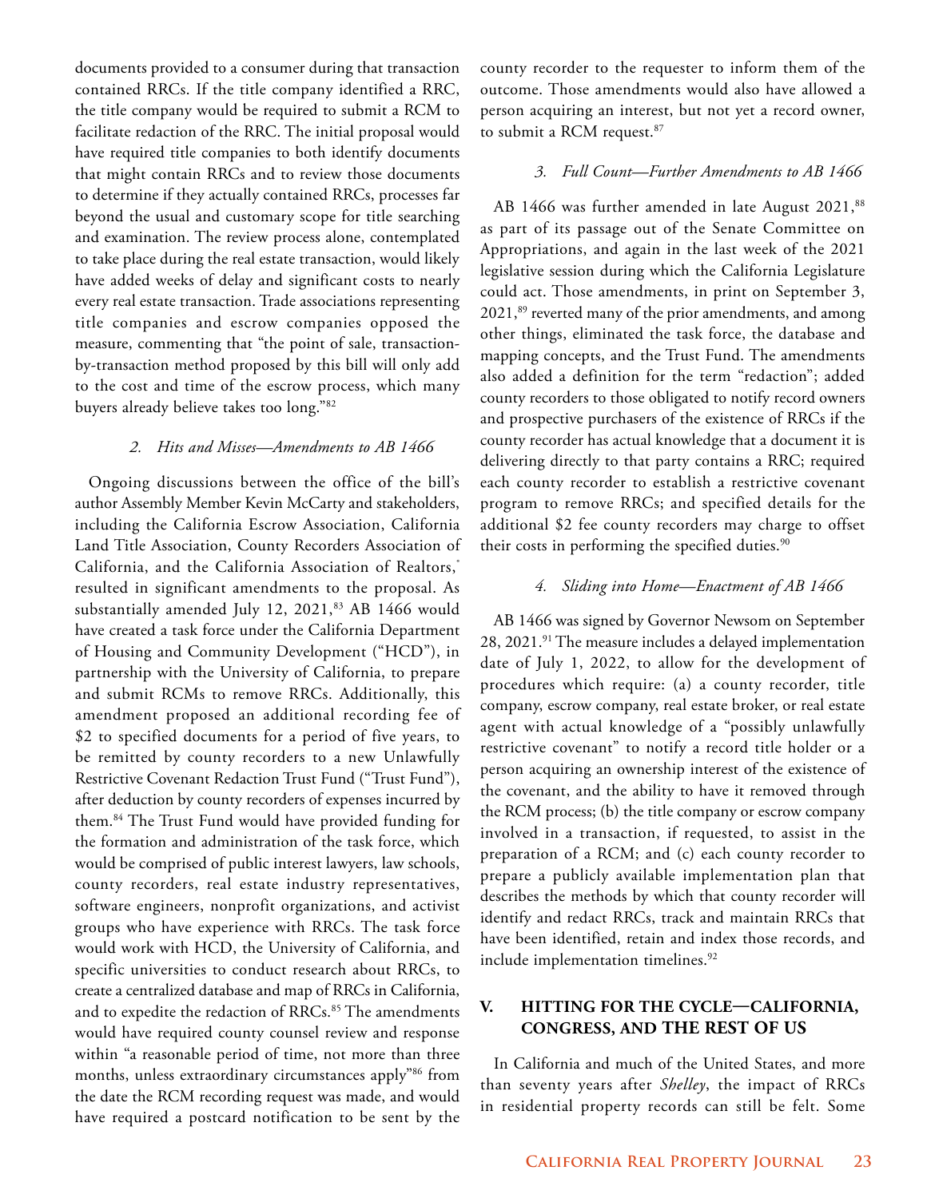documents provided to a consumer during that transaction contained RRCs. If the title company identified a RRC, the title company would be required to submit a RCM to facilitate redaction of the RRC. The initial proposal would have required title companies to both identify documents that might contain RRCs and to review those documents to determine if they actually contained RRCs, processes far beyond the usual and customary scope for title searching and examination. The review process alone, contemplated to take place during the real estate transaction, would likely have added weeks of delay and significant costs to nearly every real estate transaction. Trade associations representing title companies and escrow companies opposed the measure, commenting that "the point of sale, transaction-by-transaction method proposed by this bill will only add to the cost and time of the escrow process, which many buyers already believe takes too long."[82]

### *2. Hits and Misses—Amendments to AB 1466*

Ongoing discussions between the office of the bill's author Assembly Member Kevin McCarty and stakeholders, including the California Escrow Association, California Land Title Association, County Recorders Association of California, and the California Association of Realtors,® resulted in significant amendments to the proposal. As substantially amended July 12, 2021,[83] AB 1466 would have created a task force under the California Department of Housing and Community Development ("HCD"), in partnership with the University of California, to prepare and submit RCMs to remove RRCs. Additionally, this amendment proposed an additional recording fee of $2 to specified documents for a period of five years, to be remitted by county recorders to a new Unlawfully Restrictive Covenant Redaction Trust Fund ("Trust Fund"), after deduction by county recorders of expenses incurred by them.[84] The Trust Fund would have provided funding for the formation and administration of the task force, which would be comprised of public interest lawyers, law schools, county recorders, real estate industry representatives, software engineers, nonprofit organizations, and activist groups who have experience with RRCs. The task force would work with HCD, the University of California, and specific universities to conduct research about RRCs, to create a centralized database and map of RRCs in California, and to expedite the redaction of RRCs.[85] The amendments would have required county counsel review and response within "a reasonable period of time, not more than three months, unless extraordinary circumstances apply"[86] from the date the RCM recording request was made, and would have required a postcard notification to be sent by the county recorder to the requester to inform them of the outcome. Those amendments would also have allowed a person acquiring an interest, but not yet a record owner, to submit a RCM request.[87]

### *3. Full Count—Further Amendments to AB 1466*

AB 1466 was further amended in late August 2021,[88] as part of its passage out of the Senate Committee on Appropriations, and again in the last week of the 2021 legislative session during which the California Legislature could act. Those amendments, in print on September 3, 2021,[89] reverted many of the prior amendments, and among other things, eliminated the task force, the database and mapping concepts, and the Trust Fund. The amendments also added a definition for the term "redaction"; added county recorders to those obligated to notify record owners and prospective purchasers of the existence of RRCs if the county recorder has actual knowledge that a document it is delivering directly to that party contains a RRC; required each county recorder to establish a restrictive covenant program to remove RRCs; and specified details for the additional $2 fee county recorders may charge to offset their costs in performing the specified duties.[90]

### *4. Sliding into Home—Enactment of AB 1466*

AB 1466 was signed by Governor Newsom on September 28, 2021.[91] The measure includes a delayed implementation date of July 1, 2022, to allow for the development of procedures which require: (a) a county recorder, title company, escrow company, real estate broker, or real estate agent with actual knowledge of a "possibly unlawfully restrictive covenant" to notify a record title holder or a person acquiring an ownership interest of the existence of the covenant, and the ability to have it removed through the RCM process; (b) the title company or escrow company involved in a transaction, if requested, to assist in the preparation of a RCM; and (c) each county recorder to prepare a publicly available implementation plan that describes the methods by which that county recorder will identify and redact RRCs, track and maintain RRCs that have been identified, retain and index those records, and include implementation timelines.[92]

## V. HITTING FOR THE CYCLE—CALIFORNIA, CONGRESS, AND THE REST OF US

In California and much of the United States, and more than seventy years after *Shelley*, the impact of RRCs in residential property records can still be felt. Some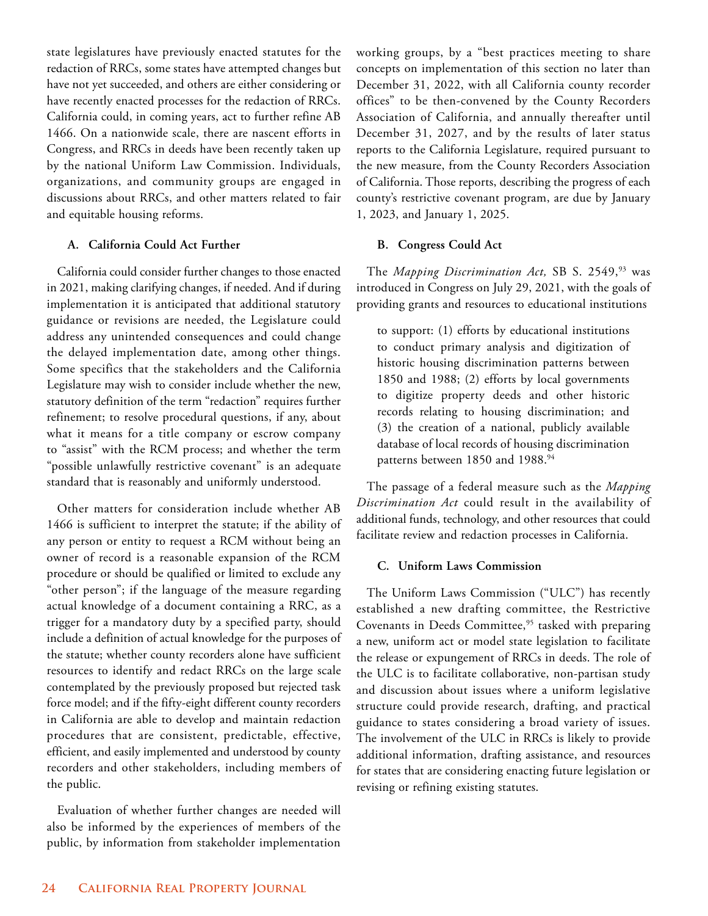state legislatures have previously enacted statutes for the redaction of RRCs, some states have attempted changes but have not yet succeeded, and others are either considering or have recently enacted processes for the redaction of RRCs. California could, in coming years, act to further refine AB 1466. On a nationwide scale, there are nascent efforts in Congress, and RRCs in deeds have been recently taken up by the national Uniform Law Commission. Individuals, organizations, and community groups are engaged in discussions about RRCs, and other matters related to fair and equitable housing reforms.

### A. California Could Act Further

California could consider further changes to those enacted in 2021, making clarifying changes, if needed. And if during implementation it is anticipated that additional statutory guidance or revisions are needed, the Legislature could address any unintended consequences and could change the delayed implementation date, among other things. Some specifics that the stakeholders and the California Legislature may wish to consider include whether the new, statutory definition of the term "redaction" requires further refinement; to resolve procedural questions, if any, about what it means for a title company or escrow company to "assist" with the RCM process; and whether the term "possible unlawfully restrictive covenant" is an adequate standard that is reasonably and uniformly understood.

Other matters for consideration include whether AB 1466 is sufficient to interpret the statute; if the ability of any person or entity to request a RCM without being an owner of record is a reasonable expansion of the RCM procedure or should be qualified or limited to exclude any "other person"; if the language of the measure regarding actual knowledge of a document containing a RRC, as a trigger for a mandatory duty by a specified party, should include a definition of actual knowledge for the purposes of the statute; whether county recorders alone have sufficient resources to identify and redact RRCs on the large scale contemplated by the previously proposed but rejected task force model; and if the fifty-eight different county recorders in California are able to develop and maintain redaction procedures that are consistent, predictable, effective, efficient, and easily implemented and understood by county recorders and other stakeholders, including members of the public.

Evaluation of whether further changes are needed will also be informed by the experiences of members of the public, by information from stakeholder implementation working groups, by a "best practices meeting to share concepts on implementation of this section no later than December 31, 2022, with all California county recorder offices" to be then-convened by the County Recorders Association of California, and annually thereafter until December 31, 2027, and by the results of later status reports to the California Legislature, required pursuant to the new measure, from the County Recorders Association of California. Those reports, describing the progress of each county's restrictive covenant program, are due by January 1, 2023, and January 1, 2025.

### B. Congress Could Act

The *Mapping Discrimination Act,* SB S. 2549,[93] was introduced in Congress on July 29, 2021, with the goals of providing grants and resources to educational institutions

> to support: (1) efforts by educational institutions to conduct primary analysis and digitization of historic housing discrimination patterns between 1850 and 1988; (2) efforts by local governments to digitize property deeds and other historic records relating to housing discrimination; and (3) the creation of a national, publicly available database of local records of housing discrimination patterns between 1850 and 1988.[94]

The passage of a federal measure such as the *Mapping Discrimination Act* could result in the availability of additional funds, technology, and other resources that could facilitate review and redaction processes in California.

### C. Uniform Laws Commission

The Uniform Laws Commission ("ULC") has recently established a new drafting committee, the Restrictive Covenants in Deeds Committee,[95] tasked with preparing a new, uniform act or model state legislation to facilitate the release or expungement of RRCs in deeds. The role of the ULC is to facilitate collaborative, non-partisan study and discussion about issues where a uniform legislative structure could provide research, drafting, and practical guidance to states considering a broad variety of issues. The involvement of the ULC in RRCs is likely to provide additional information, drafting assistance, and resources for states that are considering enacting future legislation or revising or refining existing statutes.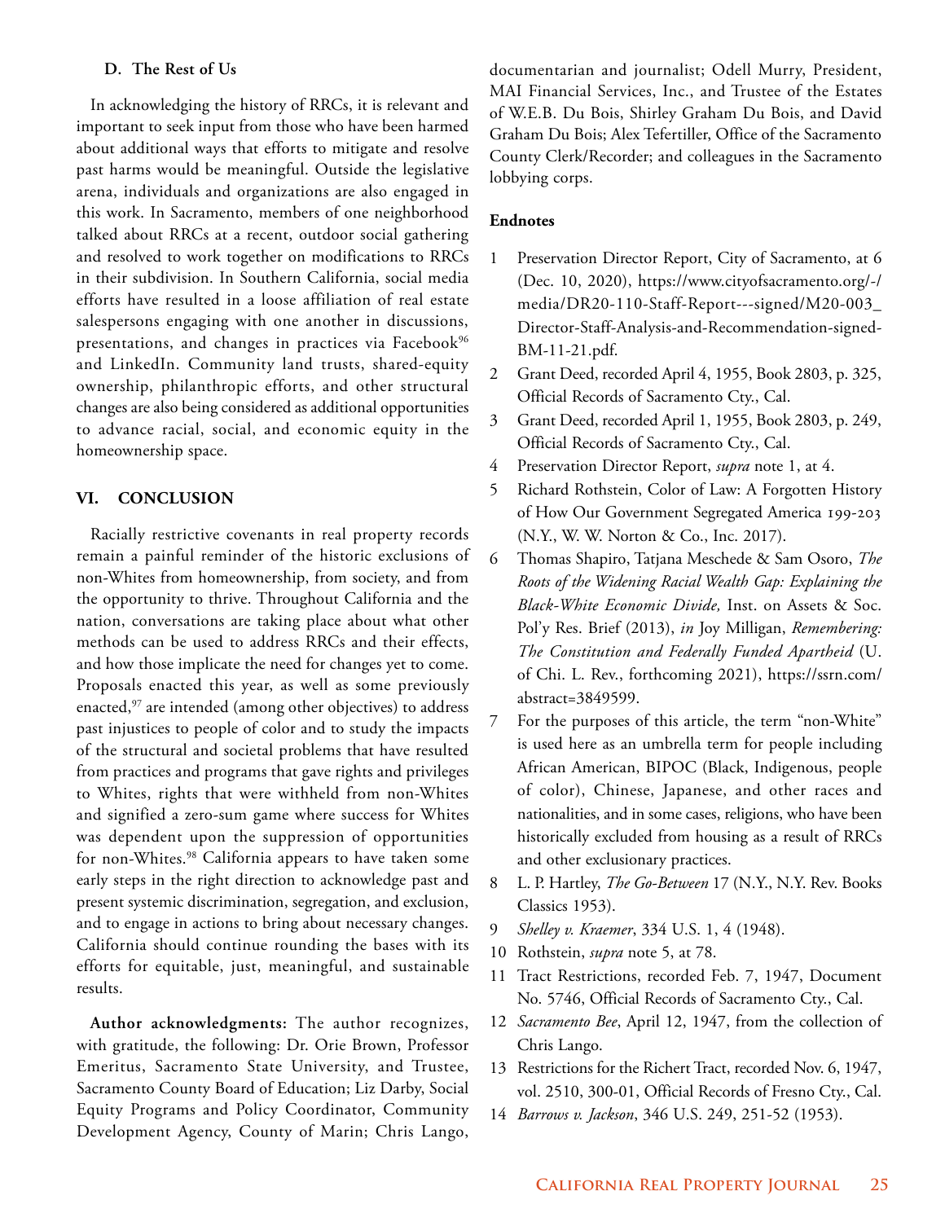### D. The Rest of Us

In acknowledging the history of RRCs, it is relevant and important to seek input from those who have been harmed about additional ways that efforts to mitigate and resolve past harms would be meaningful. Outside the legislative arena, individuals and organizations are also engaged in this work. In Sacramento, members of one neighborhood talked about RRCs at a recent, outdoor social gathering and resolved to work together on modifications to RRCs in their subdivision. In Southern California, social media efforts have resulted in a loose affiliation of real estate salespersons engaging with one another in discussions, presentations, and changes in practices via Facebook[96] and LinkedIn. Community land trusts, shared-equity ownership, philanthropic efforts, and other structural changes are also being considered as additional opportunities to advance racial, social, and economic equity in the homeownership space.

## VI. CONCLUSION

Racially restrictive covenants in real property records remain a painful reminder of the historic exclusions of non-Whites from homeownership, from society, and from the opportunity to thrive. Throughout California and the nation, conversations are taking place about what other methods can be used to address RRCs and their effects, and how those implicate the need for changes yet to come. Proposals enacted this year, as well as some previously enacted,[97] are intended (among other objectives) to address past injustices to people of color and to study the impacts of the structural and societal problems that have resulted from practices and programs that gave rights and privileges to Whites, rights that were withheld from non-Whites and signified a zero-sum game where success for Whites was dependent upon the suppression of opportunities for non-Whites.[98] California appears to have taken some early steps in the right direction to acknowledge past and present systemic discrimination, segregation, and exclusion, and to engage in actions to bring about necessary changes. California should continue rounding the bases with its efforts for equitable, just, meaningful, and sustainable results.

**Author acknowledgments:** The author recognizes, with gratitude, the following: Dr. Orie Brown, Professor Emeritus, Sacramento State University, and Trustee, Sacramento County Board of Education; Liz Darby, Social Equity Programs and Policy Coordinator, Community Development Agency, County of Marin; Chris Lango, documentarian and journalist; Odell Murry, President, MAI Financial Services, Inc., and Trustee of the Estates of W.E.B. Du Bois, Shirley Graham Du Bois, and David Graham Du Bois; Alex Tefertiller, Office of the Sacramento County Clerk/Recorder; and colleagues in the Sacramento lobbying corps.

**Endnotes**

1. Preservation Director Report, City of Sacramento, at 6 (Dec. 10, 2020), https://www.cityofsacramento.org/-/media/DR20-110-Staff-Report---signed/M20-003_Director-Staff-Analysis-and-Recommendation-signed-BM-11-21.pdf.
2. Grant Deed, recorded April 4, 1955, Book 2803, p. 325, Official Records of Sacramento Cty., Cal.
3. Grant Deed, recorded April 1, 1955, Book 2803, p. 249, Official Records of Sacramento Cty., Cal.
4. Preservation Director Report, *supra* note 1, at 4.
5. Richard Rothstein, Color of Law: A Forgotten History of How Our Government Segregated America 199-203 (N.Y., W. W. Norton & Co., Inc. 2017).
6. Thomas Shapiro, Tatjana Meschede & Sam Osoro, *The Roots of the Widening Racial Wealth Gap: Explaining the Black-White Economic Divide,* Inst. on Assets & Soc. Pol'y Res. Brief (2013), *in* Joy Milligan, *Remembering: The Constitution and Federally Funded Apartheid* (U. of Chi. L. Rev., forthcoming 2021), https://ssrn.com/abstract=3849599.
7. For the purposes of this article, the term "non-White" is used here as an umbrella term for people including African American, BIPOC (Black, Indigenous, people of color), Chinese, Japanese, and other races and nationalities, and in some cases, religions, who have been historically excluded from housing as a result of RRCs and other exclusionary practices.
8. L. P. Hartley, *The Go-Between* 17 (N.Y., N.Y. Rev. Books Classics 1953).
9. *Shelley v. Kraemer*, 334 U.S. 1, 4 (1948).
10. Rothstein, *supra* note 5, at 78.
11. Tract Restrictions, recorded Feb. 7, 1947, Document No. 5746, Official Records of Sacramento Cty., Cal.
12. *Sacramento Bee*, April 12, 1947, from the collection of Chris Lango.
13. Restrictions for the Richert Tract, recorded Nov. 6, 1947, vol. 2510, 300-01, Official Records of Fresno Cty., Cal.
14. *Barrows v. Jackson*, 346 U.S. 249, 251-52 (1953).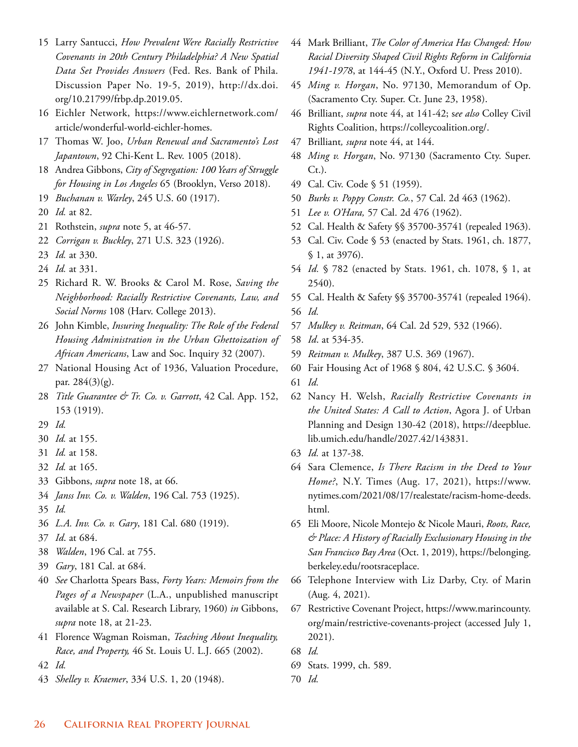15 Larry Santucci, *How Prevalent Were Racially Restrictive Covenants in 20th Century Philadelphia? A New Spatial Data Set Provides Answers* (Fed. Res. Bank of Phila. Discussion Paper No. 19-5, 2019), http://dx.doi.org/10.21799/frbp.dp.2019.05.

16 Eichler Network, https://www.eichlernetwork.com/article/wonderful-world-eichler-homes.

17 Thomas W. Joo, *Urban Renewal and Sacramento's Lost Japantown*, 92 Chi-Kent L. Rev. 1005 (2018).

18 Andrea Gibbons, *City of Segregation: 100 Years of Struggle for Housing in Los Angeles* 65 (Brooklyn, Verso 2018).

19 *Buchanan v. Warley*, 245 U.S. 60 (1917).

20 *Id.* at 82.

21 Rothstein, *supra* note 5, at 46-57.

22 *Corrigan v. Buckley*, 271 U.S. 323 (1926).

23 *Id.* at 330.

24 *Id.* at 331.

25 Richard R. W. Brooks & Carol M. Rose, *Saving the Neighborhood: Racially Restrictive Covenants, Law, and Social Norms* 108 (Harv. College 2013).

26 John Kimble, *Insuring Inequality: The Role of the Federal Housing Administration in the Urban Ghettoization of African Americans*, Law and Soc. Inquiry 32 (2007).

27 National Housing Act of 1936, Valuation Procedure, par. 284(3)(g).

28 *Title Guarantee & Tr. Co. v. Garrott*, 42 Cal. App. 152, 153 (1919).

29 *Id.*

30 *Id.* at 155.

31 *Id.* at 158.

32 *Id.* at 165.

33 Gibbons, *supra* note 18, at 66.

34 *Janss Inv. Co. v. Walden*, 196 Cal. 753 (1925).

35 *Id.*

36 *L.A. Inv. Co. v. Gary*, 181 Cal. 680 (1919).

37 *Id*. at 684.

38 *Walden*, 196 Cal. at 755.

39 *Gary*, 181 Cal. at 684.

40 *See* Charlotta Spears Bass, *Forty Years: Memoirs from the Pages of a Newspaper* (L.A., unpublished manuscript available at S. Cal. Research Library, 1960) *in* Gibbons, *supra* note 18, at 21-23.

41 Florence Wagman Roisman, *Teaching About Inequality, Race, and Property,* 46 St. Louis U. L.J. 665 (2002).

42 *Id.*

43 *Shelley v. Kraemer*, 334 U.S. 1, 20 (1948).

44 Mark Brilliant, *The Color of America Has Changed: How Racial Diversity Shaped Civil Rights Reform in California 1941-1978*, at 144-45 (N.Y., Oxford U. Press 2010).

45 *Ming v. Horgan*, No. 97130, Memorandum of Op. (Sacramento Cty. Super. Ct. June 23, 1958).

46 Brilliant, *supra* note 44, at 141-42; *see also* Colley Civil Rights Coalition, https://colleycoalition.org/.

47 Brilliant*, supra* note 44, at 144.

48 *Ming v. Horgan*, No. 97130 (Sacramento Cty. Super. Ct.).

49 Cal. Civ. Code § 51 (1959).

50 *Burks v. Poppy Constr. Co.*, 57 Cal. 2d 463 (1962).

51 *Lee v. O'Hara,* 57 Cal. 2d 476 (1962).

52 Cal. Health & Safety §§ 35700-35741 (repealed 1963).

53 Cal. Civ. Code § 53 (enacted by Stats. 1961, ch. 1877, § 1, at 3976).

54 *Id.* § 782 (enacted by Stats. 1961, ch. 1078, § 1, at 2540).

55 Cal. Health & Safety §§ 35700-35741 (repealed 1964).

56 *Id.*

57 *Mulkey v. Reitman*, 64 Cal. 2d 529, 532 (1966).

58 *Id*. at 534-35.

59 *Reitman v. Mulkey*, 387 U.S. 369 (1967).

60 Fair Housing Act of 1968 § 804, 42 U.S.C. § 3604.

61 *Id.*

62 Nancy H. Welsh, *Racially Restrictive Covenants in the United States: A Call to Action*, Agora J. of Urban Planning and Design 130-42 (2018), https://deepblue.lib.umich.edu/handle/2027.42/143831.

63 *Id.* at 137-38.

64 Sara Clemence, *Is There Racism in the Deed to Your Home?*, N.Y. Times (Aug. 17, 2021), https://www.nytimes.com/2021/08/17/realestate/racism-home-deeds.html.

65 Eli Moore, Nicole Montejo & Nicole Mauri, *Roots, Race, & Place: A History of Racially Exclusionary Housing in the San Francisco Bay Area* (Oct. 1, 2019), https://belonging.berkeley.edu/rootsraceplace.

66 Telephone Interview with Liz Darby, Cty. of Marin (Aug. 4, 2021).

67 Restrictive Covenant Project, https://www.marincounty.org/main/restrictive-covenants-project (accessed July 1, 2021).

68 *Id.*

69 Stats. 1999, ch. 589.

70 *Id.*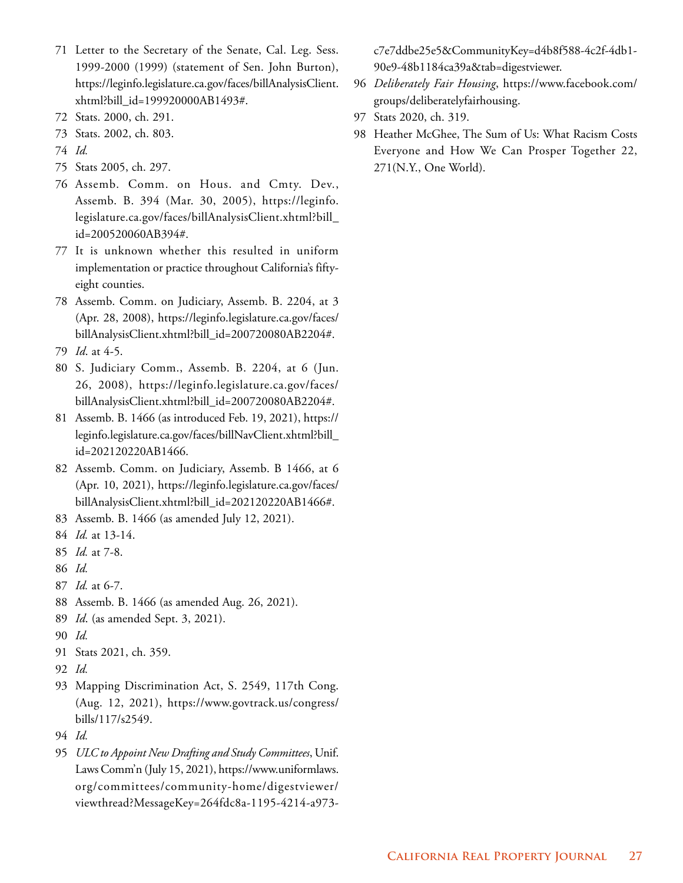71 Letter to the Secretary of the Senate, Cal. Leg. Sess. 1999-2000 (1999) (statement of Sen. John Burton), https://leginfo.legislature.ca.gov/faces/billAnalysisClient.xhtml?bill_id=199920000AB1493#.

72 Stats. 2000, ch. 291.

73 Stats. 2002, ch. 803.

74 *Id.*

75 Stats 2005, ch. 297.

76 Assemb. Comm. on Hous. and Cmty. Dev., Assemb. B. 394 (Mar. 30, 2005), https://leginfo.legislature.ca.gov/faces/billAnalysisClient.xhtml?bill_id=200520060AB394#.

77 It is unknown whether this resulted in uniform implementation or practice throughout California's fifty-eight counties.

78 Assemb. Comm. on Judiciary, Assemb. B. 2204, at 3 (Apr. 28, 2008), https://leginfo.legislature.ca.gov/faces/billAnalysisClient.xhtml?bill_id=200720080AB2204#.

79 *Id*. at 4-5.

80 S. Judiciary Comm., Assemb. B. 2204, at 6 (Jun. 26, 2008), https://leginfo.legislature.ca.gov/faces/billAnalysisClient.xhtml?bill_id=200720080AB2204#.

81 Assemb. B. 1466 (as introduced Feb. 19, 2021), https://leginfo.legislature.ca.gov/faces/billNavClient.xhtml?bill_id=202120220AB1466.

82 Assemb. Comm. on Judiciary, Assemb. B 1466, at 6 (Apr. 10, 2021), https://leginfo.legislature.ca.gov/faces/billAnalysisClient.xhtml?bill_id=202120220AB1466#.

83 Assemb. B. 1466 (as amended July 12, 2021).

84 *Id.* at 13-14.

85 *Id.* at 7-8.

86 *Id.*

87 *Id.* at 6-7.

88 Assemb. B. 1466 (as amended Aug. 26, 2021).

89 *Id*. (as amended Sept. 3, 2021).

90 *Id.*

91 Stats 2021, ch. 359.

92 *Id.*

93 Mapping Discrimination Act, S. 2549, 117th Cong. (Aug. 12, 2021), https://www.govtrack.us/congress/bills/117/s2549.

94 *Id.*

95 *ULC to Appoint New Drafting and Study Committees*, Unif. Laws Comm'n (July 15, 2021), https://www.uniformlaws.org/committees/community-home/digestviewer/viewthread?MessageKey=264fdc8a-1195-4214-a973-c7e7ddbe25e5&CommunityKey=d4b8f588-4c2f-4db1-90e9-48b1184ca39a&tab=digestviewer.

96 *Deliberately Fair Housing*, https://www.facebook.com/groups/deliberatelyfairhousing.

97 Stats 2020, ch. 319.

98 Heather McGhee, The Sum of Us: What Racism Costs Everyone and How We Can Prosper Together 22, 271(N.Y., One World).